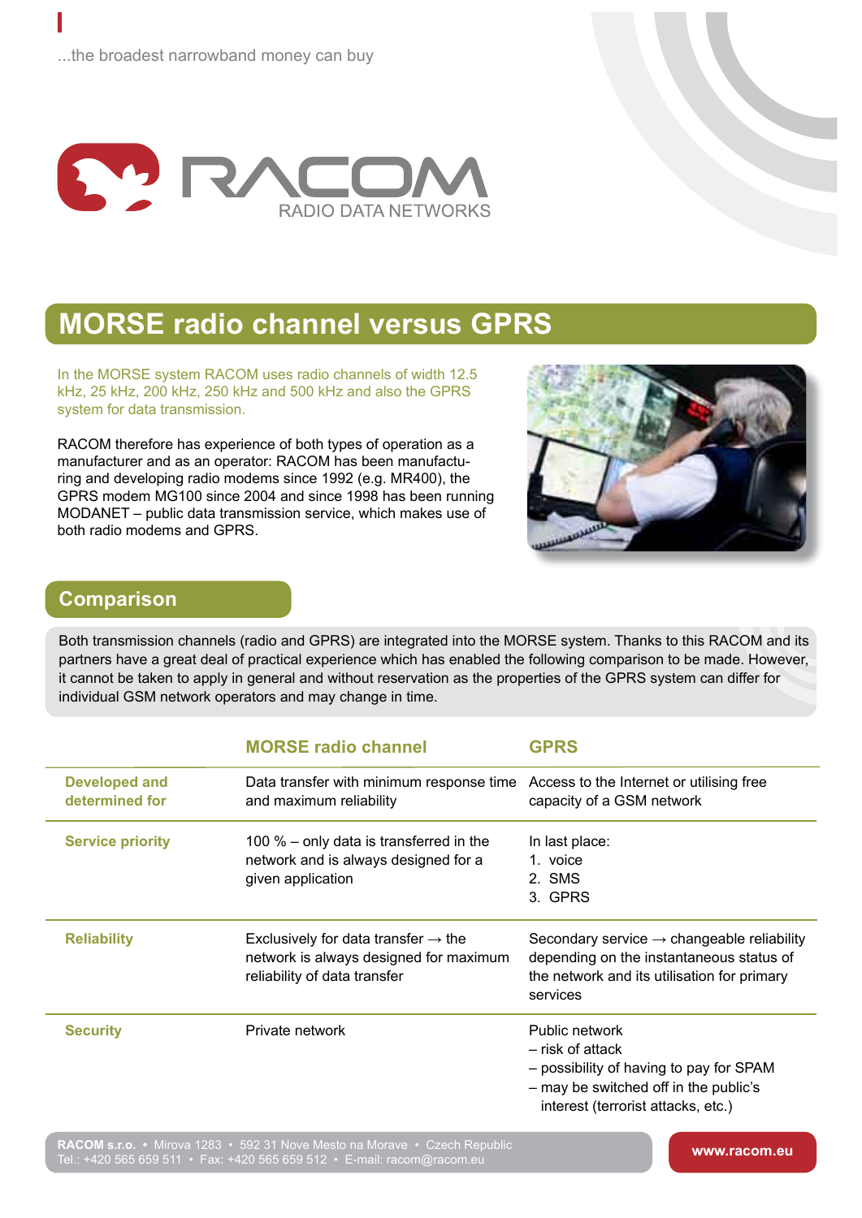...the broadest narrowband money can buy

RACOM
RADIO DATA NETWORKS

# MORSE radio channel versus GPRS

In the MORSE system RACOM uses radio channels of width 12.5 kHz, 25 kHz, 200 kHz, 250 kHz and 500 kHz and also the GPRS system for data transmission.

RACOM therefore has experience of both types of operation as a manufacturer and as an operator: RACOM has been manufacturing and developing radio modems since 1992 (e.g. MR400), the GPRS modem MG100 since 2004 and since 1998 has been running MODANET – public data transmission service, which makes use of both radio modems and GPRS.

## Comparison

Both transmission channels (radio and GPRS) are integrated into the MORSE system. Thanks to this RACOM and its partners have a great deal of practical experience which has enabled the following comparison to be made. However, it cannot be taken to apply in general and without reservation as the properties of the GPRS system can differ for individual GSM network operators and may change in time.

| | MORSE radio channel | GPRS |
|---|---|---|
| **Developed and determined for** | Data transfer with minimum response time and maximum reliability | Access to the Internet or utilising free capacity of a GSM network |
| **Service priority** | 100 % – only data is transferred in the network and is always designed for a given application | In last place:<br>1. voice<br>2. SMS<br>3. GPRS |
| **Reliability** | Exclusively for data transfer → the network is always designed for maximum reliability of data transfer | Secondary service → changeable reliability depending on the instantaneous status of the network and its utilisation for primary services |
| **Security** | Private network | Public network<br>– risk of attack<br>– possibility of having to pay for SPAM<br>– may be switched off in the public's interest (terrorist attacks, etc.) |

**RACOM s.r.o.** • Mirova 1283 • 592 31 Nove Mesto na Morave • Czech Republic
Tel.: +420 565 659 511 • Fax: +420 565 659 512 • E-mail: racom@racom.eu

www.racom.eu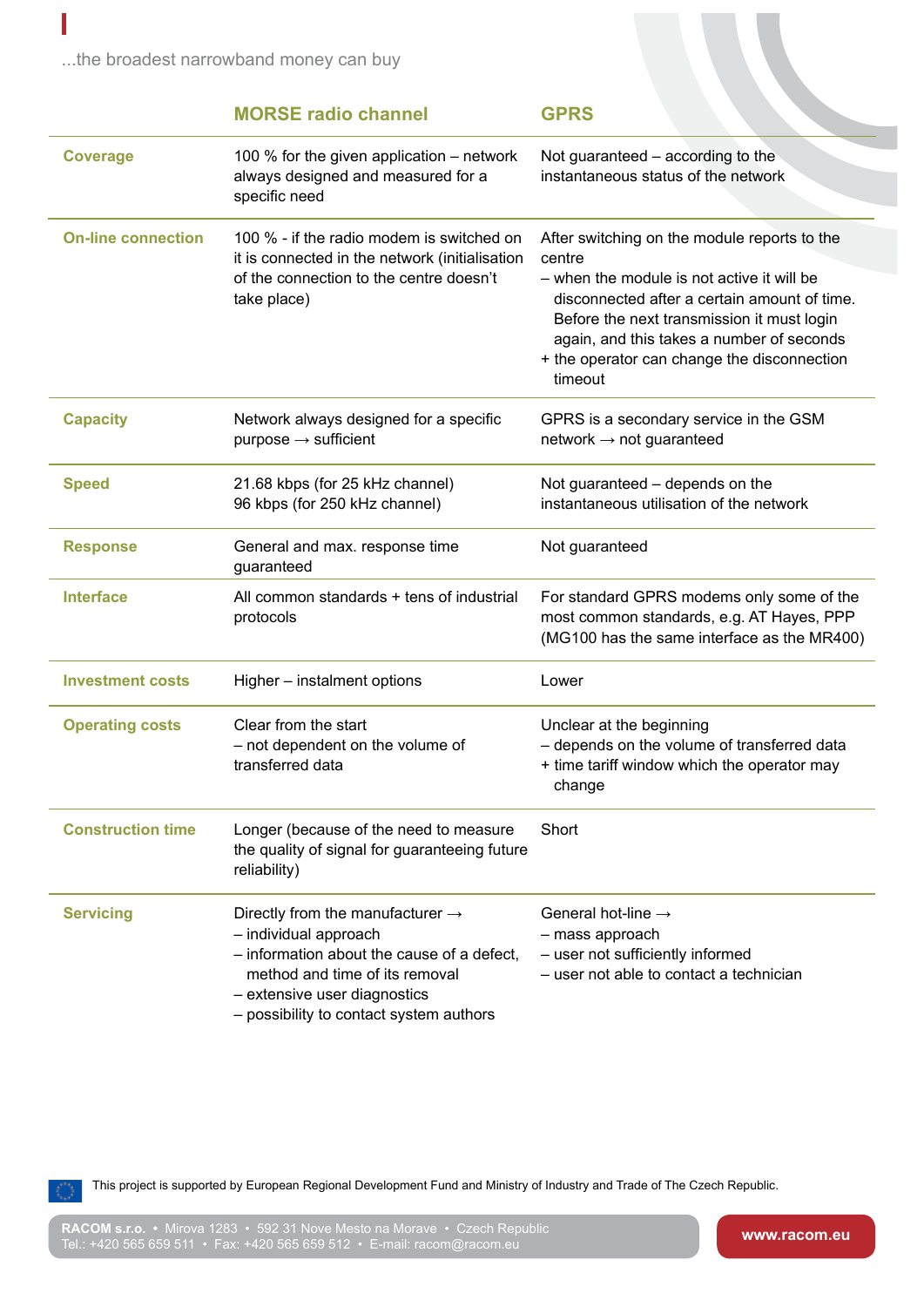...the broadest narrowband money can buy

| | MORSE radio channel | GPRS |
|---|---|---|
| **Coverage** | 100 % for the given application – network always designed and measured for a specific need | Not guaranteed – according to the instantaneous status of the network |
| **On-line connection** | 100 % - if the radio modem is switched on it is connected in the network (initialisation of the connection to the centre doesn't take place) | After switching on the module reports to the centre<br>– when the module is not active it will be disconnected after a certain amount of time. Before the next transmission it must login again, and this takes a number of seconds<br>+ the operator can change the disconnection timeout |
| **Capacity** | Network always designed for a specific purpose → sufficient | GPRS is a secondary service in the GSM network → not guaranteed |
| **Speed** | 21.68 kbps (for 25 kHz channel)<br>96 kbps (for 250 kHz channel) | Not guaranteed – depends on the instantaneous utilisation of the network |
| **Response** | General and max. response time guaranteed | Not guaranteed |
| **Interface** | All common standards + tens of industrial protocols | For standard GPRS modems only some of the most common standards, e.g. AT Hayes, PPP (MG100 has the same interface as the MR400) |
| **Investment costs** | Higher – instalment options | Lower |
| **Operating costs** | Clear from the start<br>– not dependent on the volume of transferred data | Unclear at the beginning<br>– depends on the volume of transferred data<br>+ time tariff window which the operator may change |
| **Construction time** | Longer (because of the need to measure the quality of signal for guaranteeing future reliability) | Short |
| **Servicing** | Directly from the manufacturer →<br>– individual approach<br>– information about the cause of a defect, method and time of its removal<br>– extensive user diagnostics<br>– possibility to contact system authors | General hot-line →<br>– mass approach<br>– user not sufficiently informed<br>– user not able to contact a technician |

This project is supported by European Regional Development Fund and Ministry of Industry and Trade of The Czech Republic.

**RACOM s.r.o.** • Mirova 1283 • 592 31 Nove Mesto na Morave • Czech Republic
Tel.: +420 565 659 511 • Fax: +420 565 659 512 • E-mail: racom@racom.eu

**www.racom.eu**